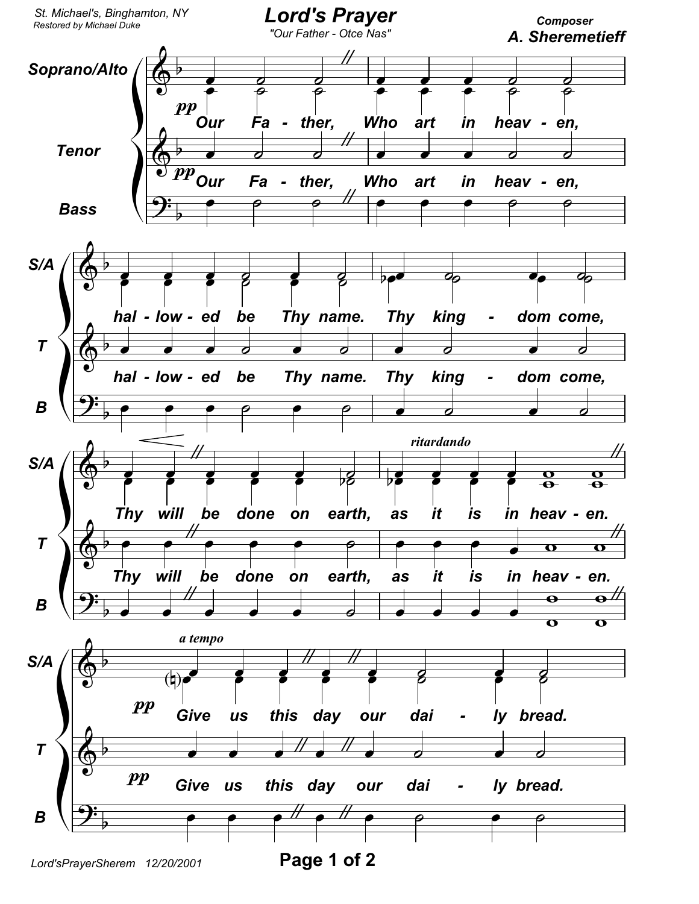St. Michael's, Binghamton, NY
Restored by Michael Duke

# Lord's Prayer

"Our Father - Otce Nas"

Composer
**A. Sheremetieff**

Soprano/Alto, Tenor, Bass

*pp* Our Father, Who art in heaven, hallowed be Thy name. Thy kingdom come, Thy will be done on earth, as it is in heaven.

*ritardando*

*a tempo*

*pp* Give us this day our daily bread.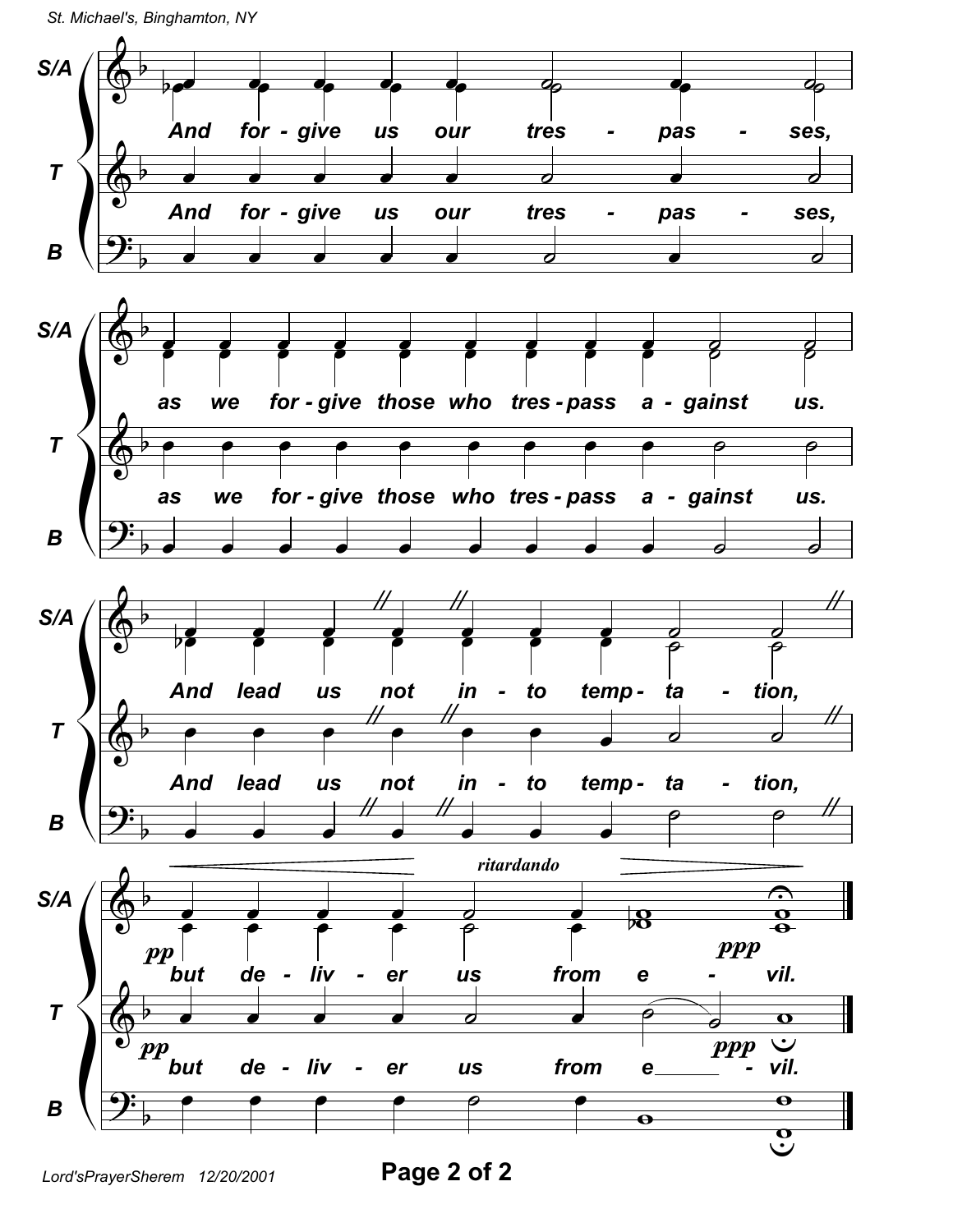And forgive us our trespasses,

as we forgive those who trespass against us.

And lead us not into temptation,

*ritardando*

*pp* but deliver us from evil. *ppp*